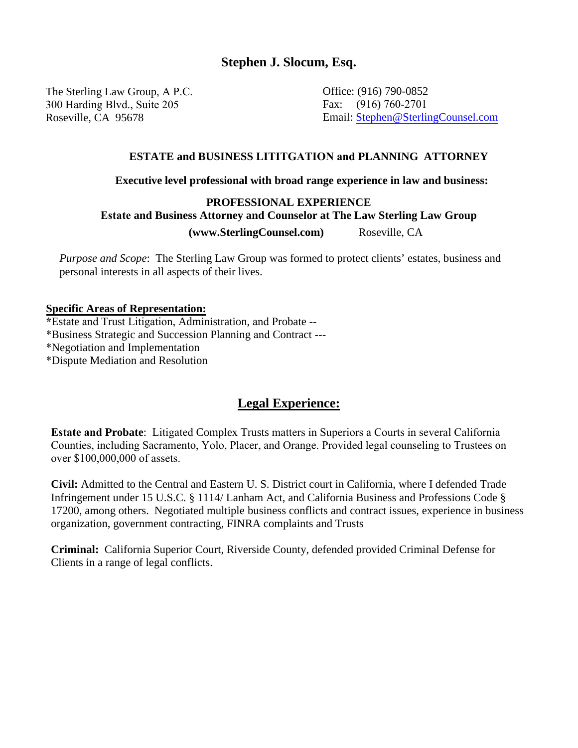# Stephen J. Slocum, Esq.

The Sterling Law Group, A P.C.
300 Harding Blvd., Suite 205
Roseville, CA 95678

Office: (916) 790-0852
Fax: (916) 760-2701
Email: Stephen@SterlingCounsel.com

**ESTATE and BUSINESS LITITGATION and PLANNING ATTORNEY**

**Executive level professional with broad range experience in law and business:**

## PROFESSIONAL EXPERIENCE

**Estate and Business Attorney and Counselor at The Law Sterling Law Group**

**(www.SterlingCounsel.com)** Roseville, CA

*Purpose and Scope*: The Sterling Law Group was formed to protect clients' estates, business and personal interests in all aspects of their lives.

**Specific Areas of Representation:**

*Estate and Trust Litigation, Administration, and Probate --
*Business Strategic and Succession Planning and Contract ---
*Negotiation and Implementation
*Dispute Mediation and Resolution

## Legal Experience:

**Estate and Probate**: Litigated Complex Trusts matters in Superiors a Courts in several California Counties, including Sacramento, Yolo, Placer, and Orange. Provided legal counseling to Trustees on over $100,000,000 of assets.

**Civil:** Admitted to the Central and Eastern U. S. District court in California, where I defended Trade Infringement under 15 U.S.C. § 1114/ Lanham Act, and California Business and Professions Code § 17200, among others. Negotiated multiple business conflicts and contract issues, experience in business organization, government contracting, FINRA complaints and Trusts

**Criminal:** California Superior Court, Riverside County, defended provided Criminal Defense for Clients in a range of legal conflicts.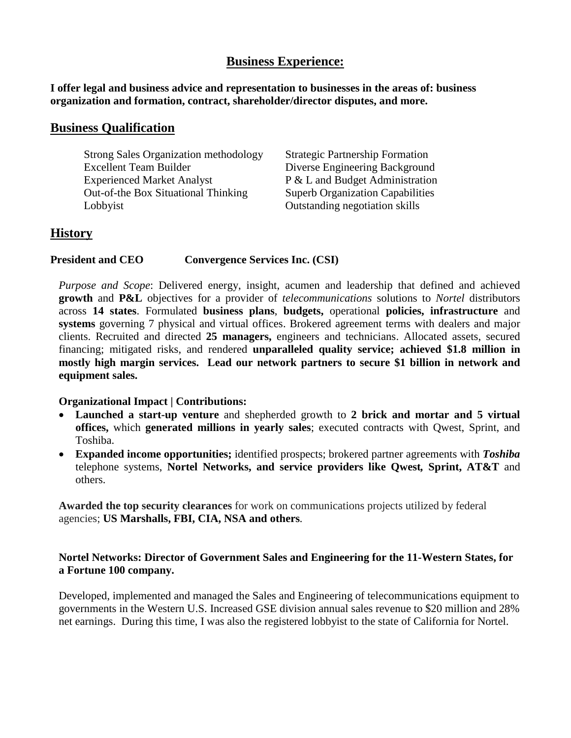## Business Experience:

**I offer legal and business advice and representation to businesses in the areas of: business organization and formation, contract, shareholder/director disputes, and more.**

## Business Qualification

| | |
|---|---|
| Strong Sales Organization methodology | Strategic Partnership Formation |
| Excellent Team Builder | Diverse Engineering Background |
| Experienced Market Analyst | P & L and Budget Administration |
| Out-of-the Box Situational Thinking | Superb Organization Capabilities |
| Lobbyist | Outstanding negotiation skills |

## History

**President and CEO** **Convergence Services Inc. (CSI)**

*Purpose and Scope*: Delivered energy, insight, acumen and leadership that defined and achieved **growth** and **P&L** objectives for a provider of *telecommunications* solutions to *Nortel* distributors across **14 states**. Formulated **business plans**, **budgets,** operational **policies, infrastructure** and **systems** governing 7 physical and virtual offices. Brokered agreement terms with dealers and major clients. Recruited and directed **25 managers,** engineers and technicians. Allocated assets, secured financing; mitigated risks, and rendered **unparalleled quality service; achieved $1.8 million in mostly high margin services. Lead our network partners to secure $1 billion in network and equipment sales.**

**Organizational Impact | Contributions:**

- **Launched a start-up venture** and shepherded growth to **2 brick and mortar and 5 virtual offices,** which **generated millions in yearly sales**; executed contracts with Qwest, Sprint, and Toshiba.
- **Expanded income opportunities;** identified prospects; brokered partner agreements with ***Toshiba*** telephone systems, **Nortel Networks, and service providers like Qwest, Sprint, AT&T** and others.

**Awarded the top security clearances** for work on communications projects utilized by federal agencies; **US Marshalls, FBI, CIA, NSA and others**.

**Nortel Networks: Director of Government Sales and Engineering for the 11-Western States, for a Fortune 100 company.**

Developed, implemented and managed the Sales and Engineering of telecommunications equipment to governments in the Western U.S. Increased GSE division annual sales revenue to $20 million and 28% net earnings. During this time, I was also the registered lobbyist to the state of California for Nortel.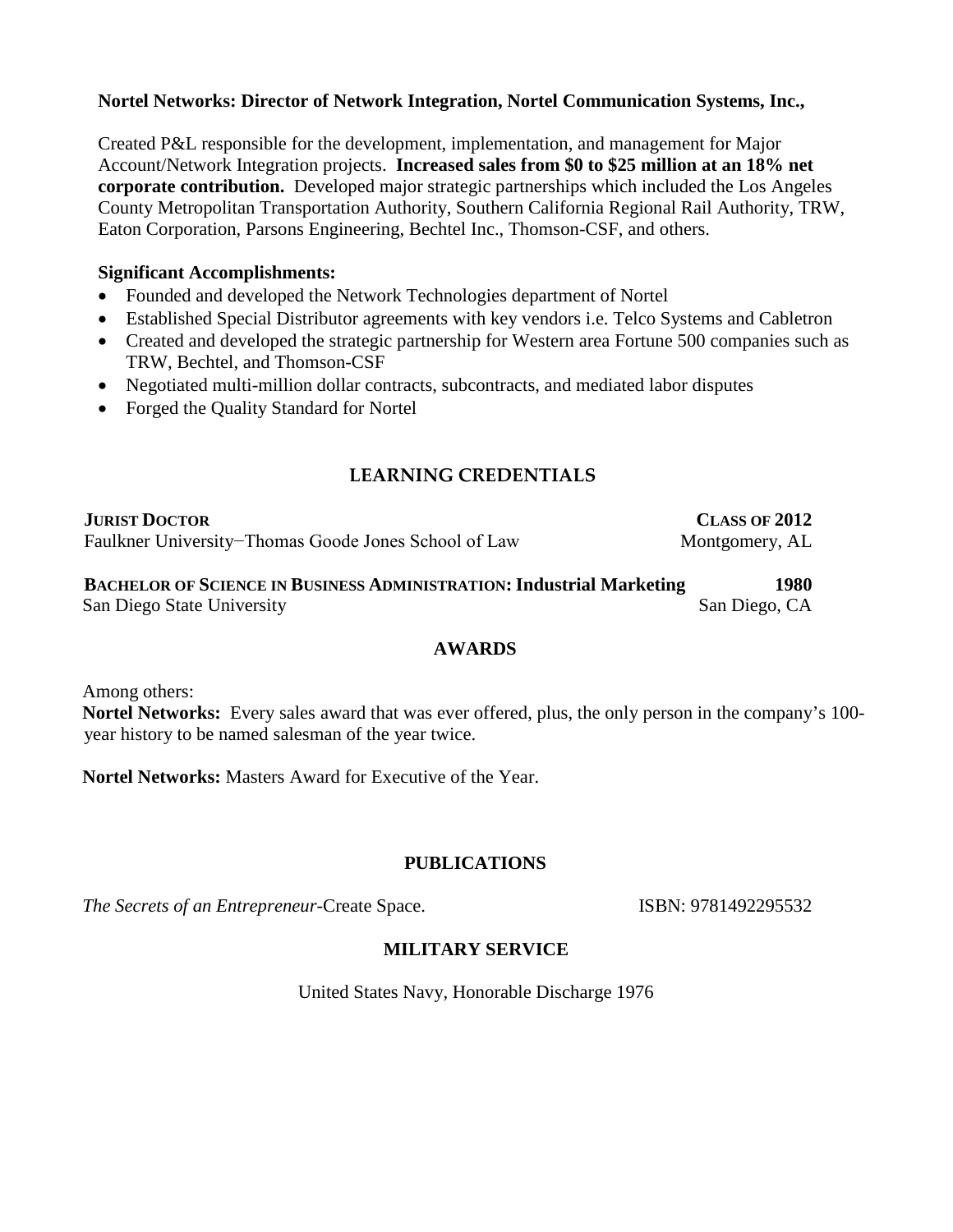**Nortel Networks: Director of Network Integration, Nortel Communication Systems, Inc.,**

Created P&L responsible for the development, implementation, and management for Major Account/Network Integration projects. **Increased sales from $0 to $25 million at an 18% net corporate contribution.** Developed major strategic partnerships which included the Los Angeles County Metropolitan Transportation Authority, Southern California Regional Rail Authority, TRW, Eaton Corporation, Parsons Engineering, Bechtel Inc., Thomson-CSF, and others.

**Significant Accomplishments:**

- Founded and developed the Network Technologies department of Nortel
- Established Special Distributor agreements with key vendors i.e. Telco Systems and Cabletron
- Created and developed the strategic partnership for Western area Fortune 500 companies such as TRW, Bechtel, and Thomson-CSF
- Negotiated multi-million dollar contracts, subcontracts, and mediated labor disputes
- Forged the Quality Standard for Nortel

## LEARNING CREDENTIALS

**JURIST DOCTOR** — **CLASS OF 2012**
Faulkner University−Thomas Goode Jones School of Law — Montgomery, AL

**BACHELOR OF SCIENCE IN BUSINESS ADMINISTRATION: Industrial Marketing** — **1980**
San Diego State University — San Diego, CA

## AWARDS

Among others:
**Nortel Networks:** Every sales award that was ever offered, plus, the only person in the company's 100-year history to be named salesman of the year twice.

**Nortel Networks:** Masters Award for Executive of the Year.

## PUBLICATIONS

*The Secrets of an Entrepreneur*-Create Space. ISBN: 9781492295532

## MILITARY SERVICE

United States Navy, Honorable Discharge 1976